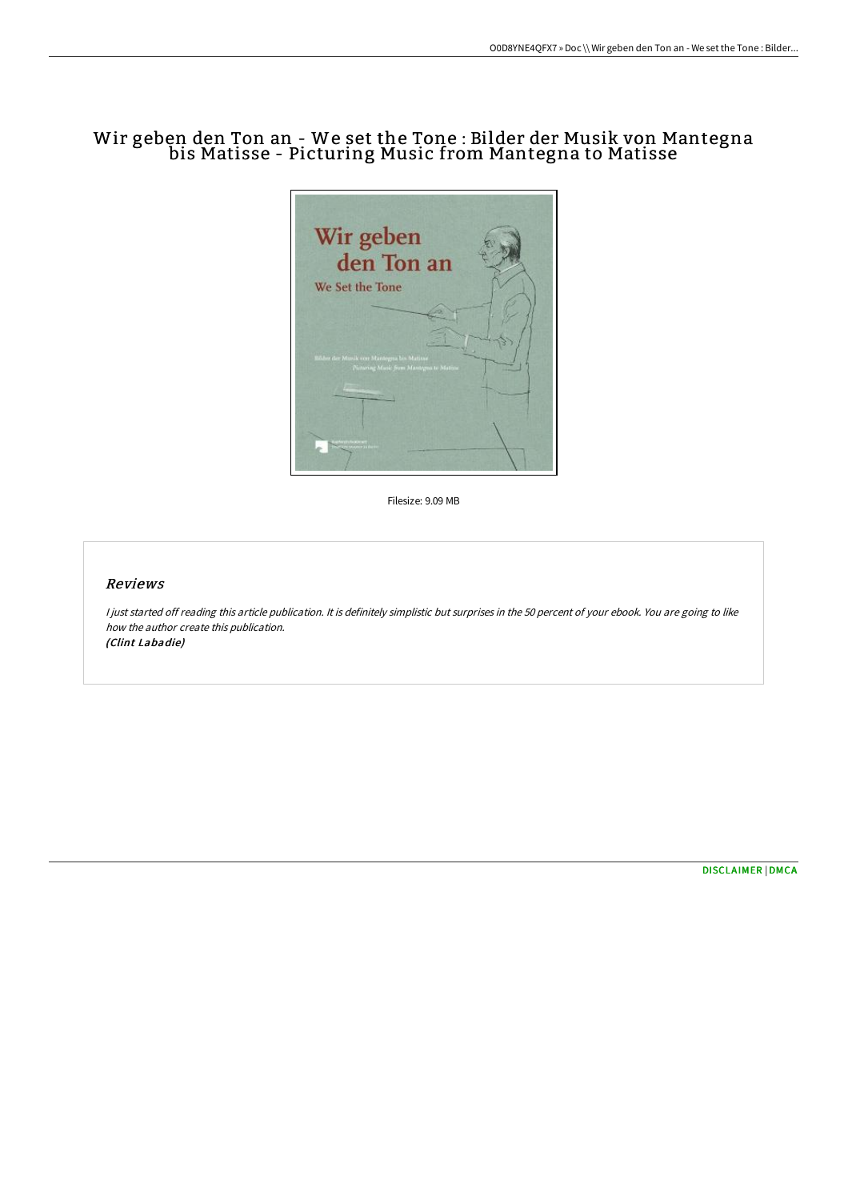# Wir geben den Ton an - We set the Tone : Bilder der Musik von Mantegna bis Matisse - Picturing Music from Mantegna to Matisse

Filesize: 9.09 MB

## Reviews

*I just started off reading this article publication. It is definitely simplistic but surprises in the 50 percent of your ebook. You are going to like how the author create this publication.*
*(Clint Labadie)*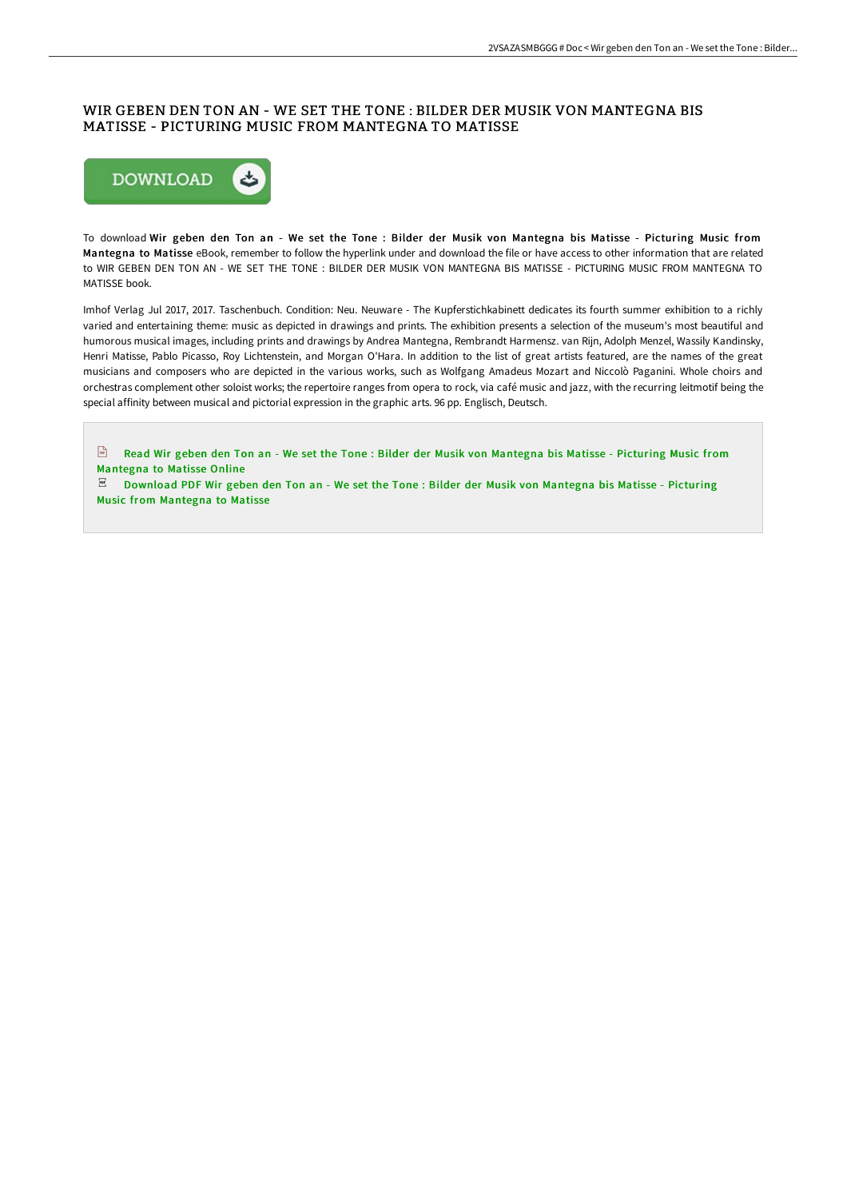## WIR GEBEN DEN TON AN - WE SET THE TONE : BILDER DER MUSIK VON MANTEGNA BIS MATISSE - PICTURING MUSIC FROM MANTEGNA TO MATISSE

To download **Wir geben den Ton an - We set the Tone : Bilder der Musik von Mantegna bis Matisse - Picturing Music from Mantegna to Matisse** eBook, remember to follow the hyperlink under and download the file or have access to other information that are related to WIR GEBEN DEN TON AN - WE SET THE TONE : BILDER DER MUSIK VON MANTEGNA BIS MATISSE - PICTURING MUSIC FROM MANTEGNA TO MATISSE book.

Imhof Verlag Jul 2017, 2017. Taschenbuch. Condition: Neu. Neuware - The Kupferstichkabinett dedicates its fourth summer exhibition to a richly varied and entertaining theme: music as depicted in drawings and prints. The exhibition presents a selection of the museum's most beautiful and humorous musical images, including prints and drawings by Andrea Mantegna, Rembrandt Harmensz. van Rijn, Adolph Menzel, Wassily Kandinsky, Henri Matisse, Pablo Picasso, Roy Lichtenstein, and Morgan O'Hara. In addition to the list of great artists featured, are the names of the great musicians and composers who are depicted in the various works, such as Wolfgang Amadeus Mozart and Niccolò Paganini. Whole choirs and orchestras complement other soloist works; the repertoire ranges from opera to rock, via café music and jazz, with the recurring leitmotif being the special affinity between musical and pictorial expression in the graphic arts. 96 pp. Englisch, Deutsch.

Read Wir geben den Ton an - We set the Tone : Bilder der Musik von Mantegna bis Matisse - Picturing Music from Mantegna to Matisse Online

Download PDF Wir geben den Ton an - We set the Tone : Bilder der Musik von Mantegna bis Matisse - Picturing Music from Mantegna to Matisse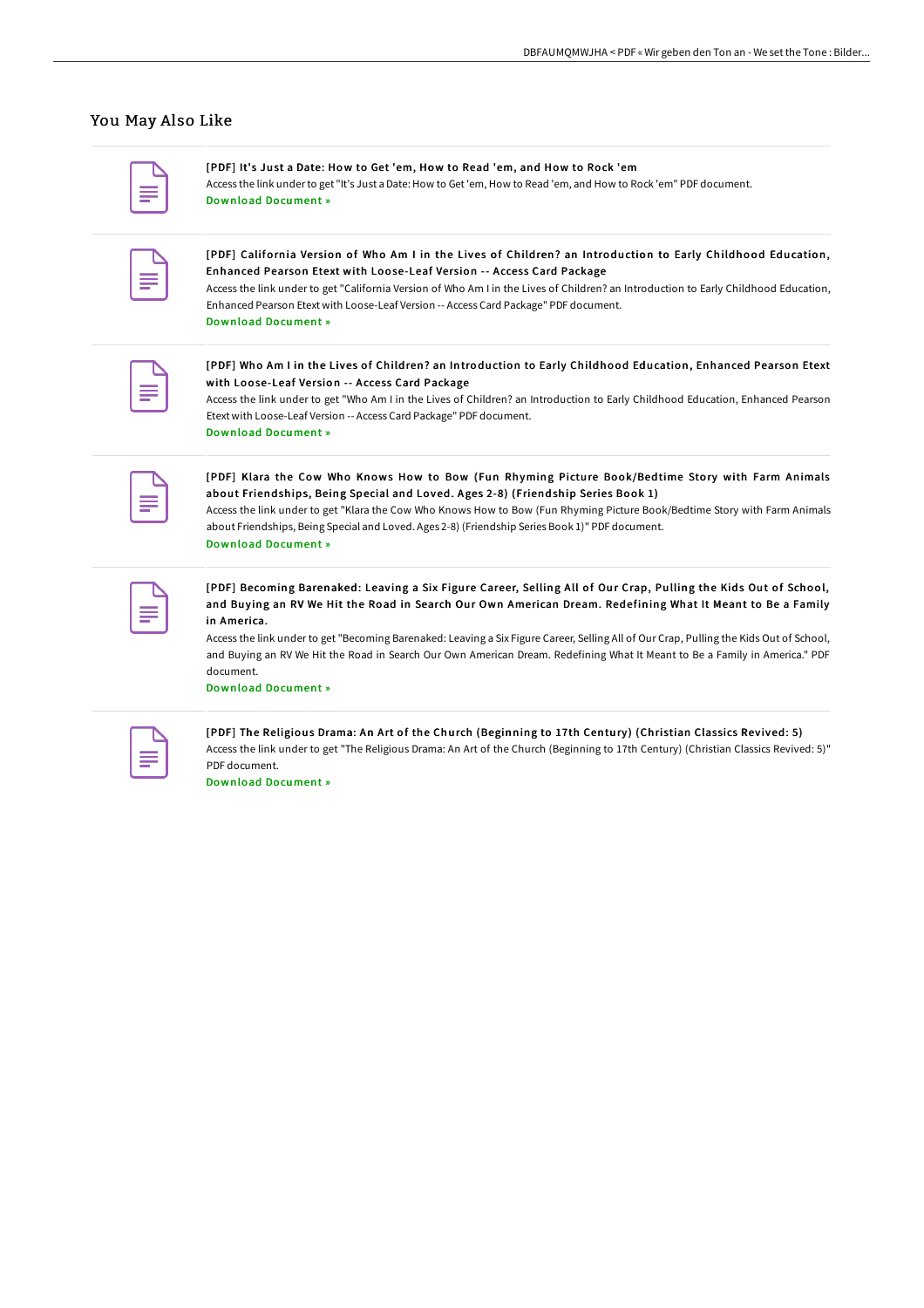## You May Also Like

**[PDF] It's Just a Date: How to Get 'em, How to Read 'em, and How to Rock 'em**

Access the link under to get "It's Just a Date: How to Get 'em, How to Read 'em, and How to Rock 'em" PDF document.

Download Document »

**[PDF] California Version of Who Am I in the Lives of Children? an Introduction to Early Childhood Education, Enhanced Pearson Etext with Loose-Leaf Version -- Access Card Package**

Access the link under to get "California Version of Who Am I in the Lives of Children? an Introduction to Early Childhood Education, Enhanced Pearson Etext with Loose-Leaf Version -- Access Card Package" PDF document.

Download Document »

**[PDF] Who Am I in the Lives of Children? an Introduction to Early Childhood Education, Enhanced Pearson Etext with Loose-Leaf Version -- Access Card Package**

Access the link under to get "Who Am I in the Lives of Children? an Introduction to Early Childhood Education, Enhanced Pearson Etext with Loose-Leaf Version -- Access Card Package" PDF document.

Download Document »

**[PDF] Klara the Cow Who Knows How to Bow (Fun Rhyming Picture Book/Bedtime Story with Farm Animals about Friendships, Being Special and Loved. Ages 2-8) (Friendship Series Book 1)**

Access the link under to get "Klara the Cow Who Knows How to Bow (Fun Rhyming Picture Book/Bedtime Story with Farm Animals about Friendships, Being Special and Loved. Ages 2-8) (Friendship Series Book 1)" PDF document.

Download Document »

**[PDF] Becoming Barenaked: Leaving a Six Figure Career, Selling All of Our Crap, Pulling the Kids Out of School, and Buying an RV We Hit the Road in Search Our Own American Dream. Redefining What It Meant to Be a Family in America.**

Access the link under to get "Becoming Barenaked: Leaving a Six Figure Career, Selling All of Our Crap, Pulling the Kids Out of School, and Buying an RV We Hit the Road in Search Our Own American Dream. Redefining What It Meant to Be a Family in America." PDF document.

Download Document »

**[PDF] The Religious Drama: An Art of the Church (Beginning to 17th Century) (Christian Classics Revived: 5)**

Access the link under to get "The Religious Drama: An Art of the Church (Beginning to 17th Century) (Christian Classics Revived: 5)" PDF document.

Download Document »